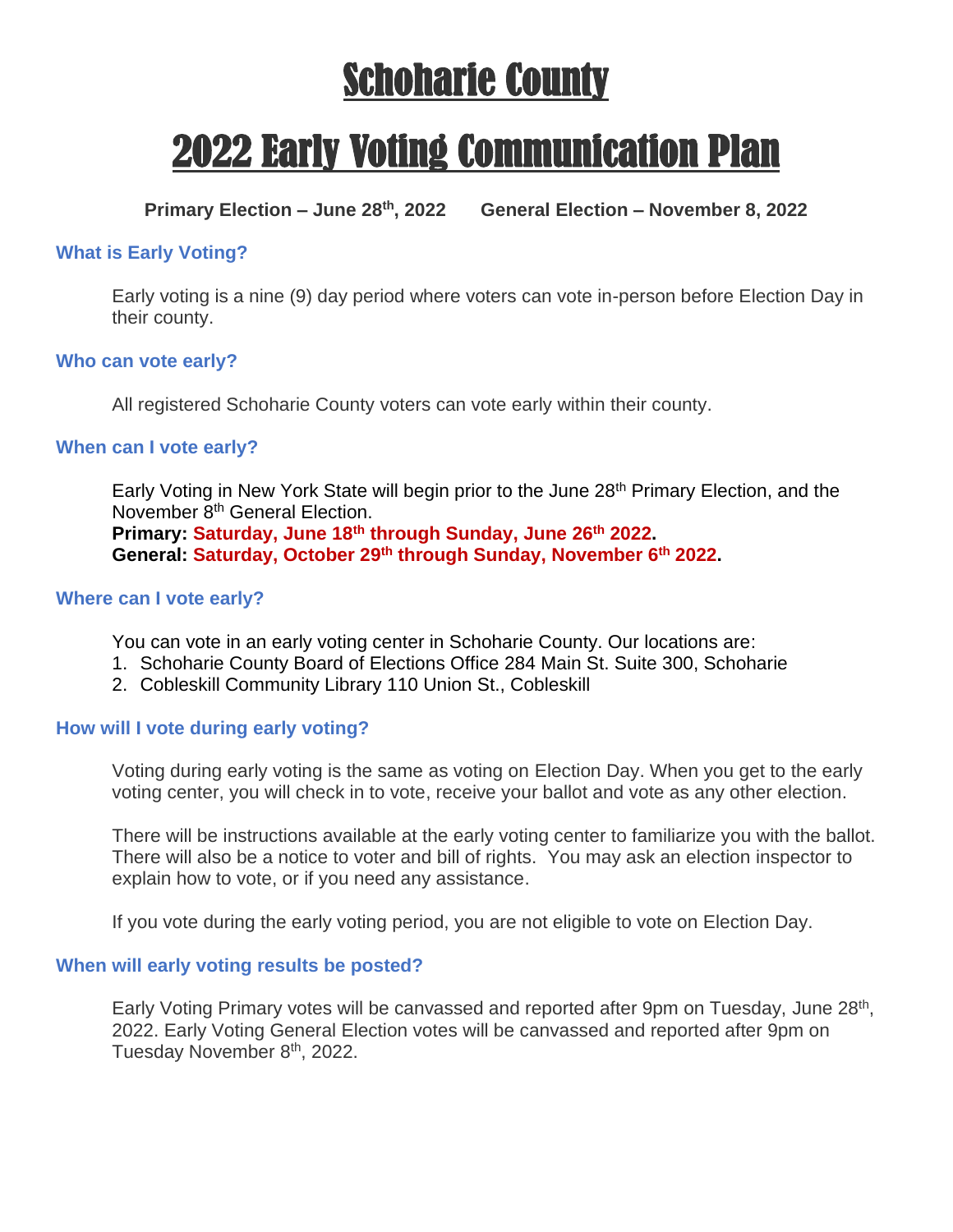# Schoharie County

# 2022 Early Voting Communication Plan

**Primary Election – June 28th, 2022 General Election – November 8, 2022**

### What is Early Voting?

Early voting is a nine (9) day period where voters can vote in-person before Election Day in their county.

### Who can vote early?

All registered Schoharie County voters can vote early within their county.

### When can I vote early?

Early Voting in New York State will begin prior to the June 28th Primary Election, and the November 8th General Election.
**Primary: Saturday, June 18th through Sunday, June 26th 2022.**
**General: Saturday, October 29th through Sunday, November 6th 2022.**

### Where can I vote early?

You can vote in an early voting center in Schoharie County. Our locations are:

1. Schoharie County Board of Elections Office 284 Main St. Suite 300, Schoharie
2. Cobleskill Community Library 110 Union St., Cobleskill

### How will I vote during early voting?

Voting during early voting is the same as voting on Election Day. When you get to the early voting center, you will check in to vote, receive your ballot and vote as any other election.

There will be instructions available at the early voting center to familiarize you with the ballot. There will also be a notice to voter and bill of rights. You may ask an election inspector to explain how to vote, or if you need any assistance.

If you vote during the early voting period, you are not eligible to vote on Election Day.

### When will early voting results be posted?

Early Voting Primary votes will be canvassed and reported after 9pm on Tuesday, June 28th, 2022. Early Voting General Election votes will be canvassed and reported after 9pm on Tuesday November 8th, 2022.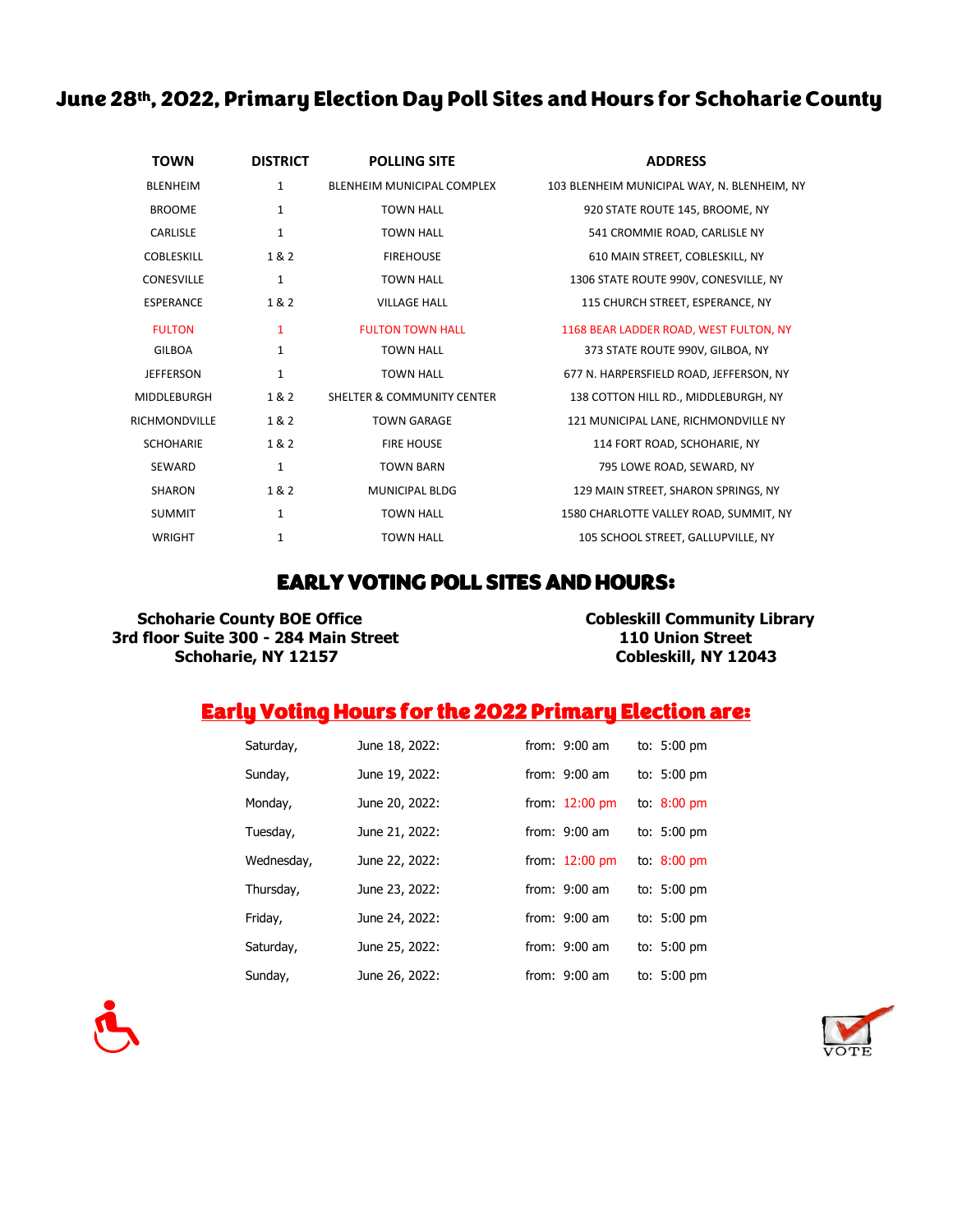# June 28th, 2022, Primary Election Day Poll Sites and Hours for Schoharie County

| TOWN | DISTRICT | POLLING SITE | ADDRESS |
|---|---|---|---|
| BLENHEIM | 1 | BLENHEIM MUNICIPAL COMPLEX | 103 BLENHEIM MUNICIPAL WAY, N. BLENHEIM, NY |
| BROOME | 1 | TOWN HALL | 920 STATE ROUTE 145, BROOME, NY |
| CARLISLE | 1 | TOWN HALL | 541 CROMMIE ROAD, CARLISLE NY |
| COBLESKILL | 1 & 2 | FIREHOUSE | 610 MAIN STREET, COBLESKILL, NY |
| CONESVILLE | 1 | TOWN HALL | 1306 STATE ROUTE 990V, CONESVILLE, NY |
| ESPERANCE | 1 & 2 | VILLAGE HALL | 115 CHURCH STREET, ESPERANCE, NY |
| FULTON | 1 | FULTON TOWN HALL | 1168 BEAR LADDER ROAD, WEST FULTON, NY |
| GILBOA | 1 | TOWN HALL | 373 STATE ROUTE 990V, GILBOA, NY |
| JEFFERSON | 1 | TOWN HALL | 677 N. HARPERSFIELD ROAD, JEFFERSON, NY |
| MIDDLEBURGH | 1 & 2 | SHELTER & COMMUNITY CENTER | 138 COTTON HILL RD., MIDDLEBURGH, NY |
| RICHMONDVILLE | 1 & 2 | TOWN GARAGE | 121 MUNICIPAL LANE, RICHMONDVILLE NY |
| SCHOHARIE | 1 & 2 | FIRE HOUSE | 114 FORT ROAD, SCHOHARIE, NY |
| SEWARD | 1 | TOWN BARN | 795 LOWE ROAD, SEWARD, NY |
| SHARON | 1 & 2 | MUNICIPAL BLDG | 129 MAIN STREET, SHARON SPRINGS, NY |
| SUMMIT | 1 | TOWN HALL | 1580 CHARLOTTE VALLEY ROAD, SUMMIT, NY |
| WRIGHT | 1 | TOWN HALL | 105 SCHOOL STREET, GALLUPVILLE, NY |

## EARLY VOTING POLL SITES AND HOURS:

**Schoharie County BOE Office**
**3rd floor Suite 300 - 284 Main Street**
**Schoharie, NY 12157**

**Cobleskill Community Library**
**110 Union Street**
**Cobleskill, NY 12043**

## Early Voting Hours for the 2022 Primary Election are:

| | | | |
|---|---|---|---|
| Saturday, | June 18, 2022: | from: 9:00 am | to: 5:00 pm |
| Sunday, | June 19, 2022: | from: 9:00 am | to: 5:00 pm |
| Monday, | June 20, 2022: | from: 12:00 pm | to: 8:00 pm |
| Tuesday, | June 21, 2022: | from: 9:00 am | to: 5:00 pm |
| Wednesday, | June 22, 2022: | from: 12:00 pm | to: 8:00 pm |
| Thursday, | June 23, 2022: | from: 9:00 am | to: 5:00 pm |
| Friday, | June 24, 2022: | from: 9:00 am | to: 5:00 pm |
| Saturday, | June 25, 2022: | from: 9:00 am | to: 5:00 pm |
| Sunday, | June 26, 2022: | from: 9:00 am | to: 5:00 pm |

VOTE